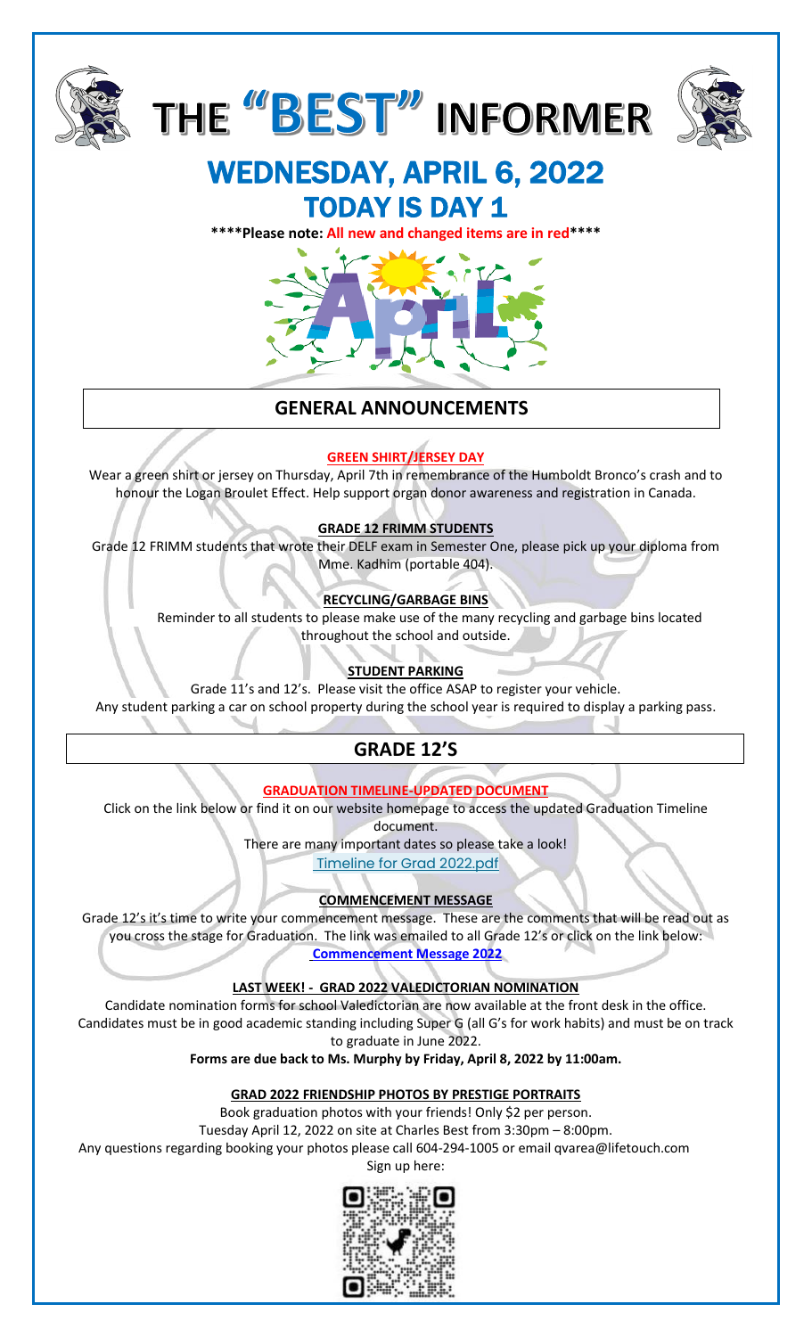# THE "BEST" INFORMER

# WEDNESDAY, APRIL 6, 2022
# TODAY IS DAY 1

**\*\*\*\*Please note: All new and changed items are in red\*\*\*\***

## GENERAL ANNOUNCEMENTS

**GREEN SHIRT/JERSEY DAY**

Wear a green shirt or jersey on Thursday, April 7th in remembrance of the Humboldt Bronco's crash and to honour the Logan Broulet Effect. Help support organ donor awareness and registration in Canada.

**GRADE 12 FRIMM STUDENTS**

Grade 12 FRIMM students that wrote their DELF exam in Semester One, please pick up your diploma from Mme. Kadhim (portable 404).

**RECYCLING/GARBAGE BINS**

Reminder to all students to please make use of the many recycling and garbage bins located throughout the school and outside.

**STUDENT PARKING**

Grade 11's and 12's. Please visit the office ASAP to register your vehicle.
Any student parking a car on school property during the school year is required to display a parking pass.

## GRADE 12'S

**GRADUATION TIMELINE-UPDATED DOCUMENT**

Click on the link below or find it on our website homepage to access the updated Graduation Timeline document.
There are many important dates so please take a look!
Timeline for Grad 2022.pdf

**COMMENCEMENT MESSAGE**

Grade 12's it's time to write your commencement message. These are the comments that will be read out as you cross the stage for Graduation. The link was emailed to all Grade 12's or click on the link below:
**Commencement Message 2022**

**LAST WEEK! - GRAD 2022 VALEDICTORIAN NOMINATION**

Candidate nomination forms for school Valedictorian are now available at the front desk in the office. Candidates must be in good academic standing including Super G (all G's for work habits) and must be on track to graduate in June 2022.

**Forms are due back to Ms. Murphy by Friday, April 8, 2022 by 11:00am.**

**GRAD 2022 FRIENDSHIP PHOTOS BY PRESTIGE PORTRAITS**

Book graduation photos with your friends! Only $2 per person.
Tuesday April 12, 2022 on site at Charles Best from 3:30pm – 8:00pm.
Any questions regarding booking your photos please call 604-294-1005 or email qvarea@lifetouch.com
Sign up here: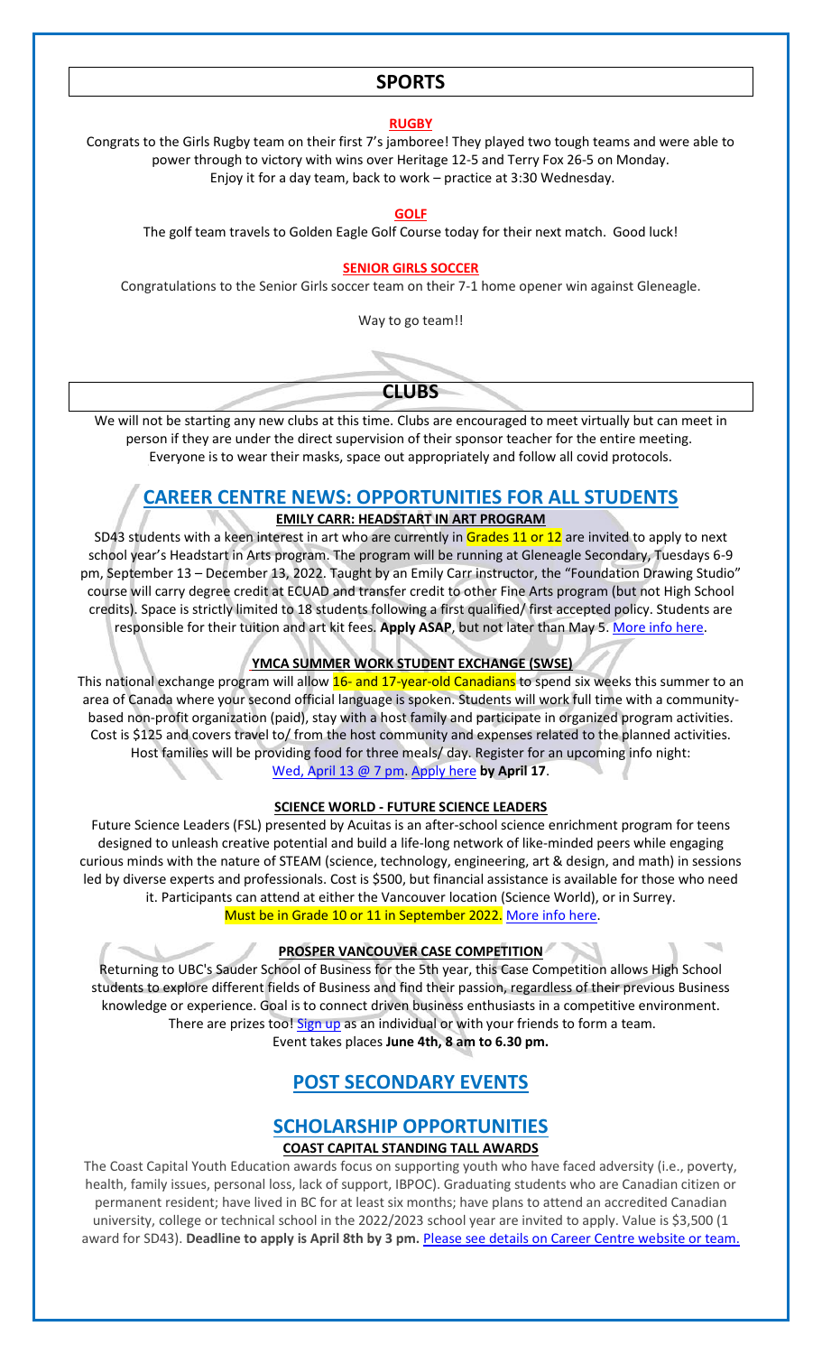# SPORTS

### RUGBY

Congrats to the Girls Rugby team on their first 7's jamboree! They played two tough teams and were able to power through to victory with wins over Heritage 12-5 and Terry Fox 26-5 on Monday. Enjoy it for a day team, back to work – practice at 3:30 Wednesday.

### GOLF

The golf team travels to Golden Eagle Golf Course today for their next match. Good luck!

### SENIOR GIRLS SOCCER

Congratulations to the Senior Girls soccer team on their 7-1 home opener win against Gleneagle.

Way to go team!!

# CLUBS

We will not be starting any new clubs at this time. Clubs are encouraged to meet virtually but can meet in person if they are under the direct supervision of their sponsor teacher for the entire meeting. Everyone is to wear their masks, space out appropriately and follow all covid protocols.

# CAREER CENTRE NEWS: OPPORTUNITIES FOR ALL STUDENTS

### EMILY CARR: HEADSTART IN ART PROGRAM

SD43 students with a keen interest in art who are currently in Grades 11 or 12 are invited to apply to next school year's Headstart in Arts program. The program will be running at Gleneagle Secondary, Tuesdays 6-9 pm, September 13 – December 13, 2022. Taught by an Emily Carr instructor, the "Foundation Drawing Studio" course will carry degree credit at ECUAD and transfer credit to other Fine Arts program (but not High School credits). Space is strictly limited to 18 students following a first qualified/ first accepted policy. Students are responsible for their tuition and art kit fees. **Apply ASAP**, but not later than May 5. More info here.

### YMCA SUMMER WORK STUDENT EXCHANGE (SWSE)

This national exchange program will allow 16- and 17-year-old Canadians to spend six weeks this summer to an area of Canada where your second official language is spoken. Students will work full time with a community-based non-profit organization (paid), stay with a host family and participate in organized program activities. Cost is $125 and covers travel to/ from the host community and expenses related to the planned activities. Host families will be providing food for three meals/ day. Register for an upcoming info night: Wed, April 13 @ 7 pm. Apply here **by April 17**.

### SCIENCE WORLD - FUTURE SCIENCE LEADERS

Future Science Leaders (FSL) presented by Acuitas is an after-school science enrichment program for teens designed to unleash creative potential and build a life-long network of like-minded peers while engaging curious minds with the nature of STEAM (science, technology, engineering, art & design, and math) in sessions led by diverse experts and professionals. Cost is $500, but financial assistance is available for those who need it. Participants can attend at either the Vancouver location (Science World), or in Surrey. Must be in Grade 10 or 11 in September 2022. More info here.

### PROSPER VANCOUVER CASE COMPETITION

Returning to UBC's Sauder School of Business for the 5th year, this Case Competition allows High School students to explore different fields of Business and find their passion, regardless of their previous Business knowledge or experience. Goal is to connect driven business enthusiasts in a competitive environment. There are prizes too! Sign up as an individual or with your friends to form a team. Event takes places **June 4th, 8 am to 6.30 pm.**

# POST SECONDARY EVENTS

# SCHOLARSHIP OPPORTUNITIES

### COAST CAPITAL STANDING TALL AWARDS

The Coast Capital Youth Education awards focus on supporting youth who have faced adversity (i.e., poverty, health, family issues, personal loss, lack of support, IBPOC). Graduating students who are Canadian citizen or permanent resident; have lived in BC for at least six months; have plans to attend an accredited Canadian university, college or technical school in the 2022/2023 school year are invited to apply. Value is $3,500 (1 award for SD43). **Deadline to apply is April 8th by 3 pm.** Please see details on Career Centre website or team.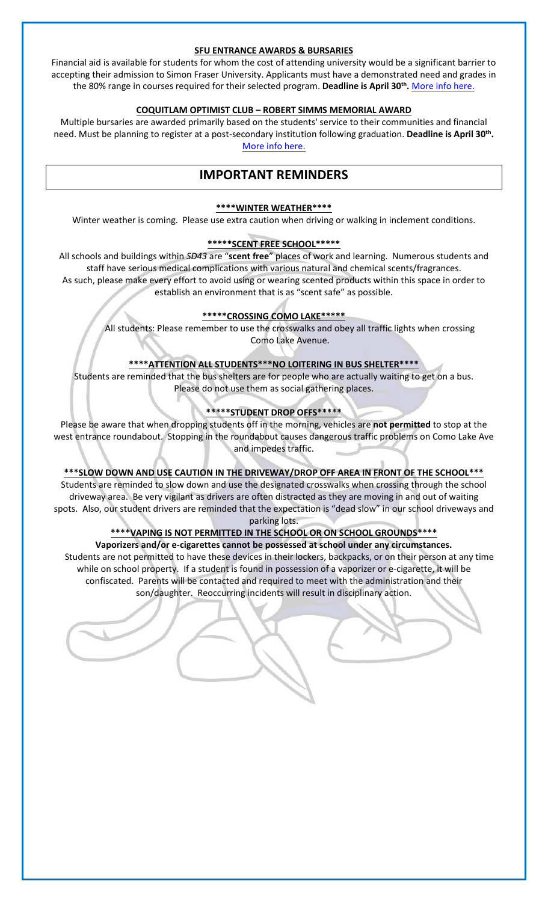**SFU ENTRANCE AWARDS & BURSARIES**

Financial aid is available for students for whom the cost of attending university would be a significant barrier to accepting their admission to Simon Fraser University. Applicants must have a demonstrated need and grades in the 80% range in courses required for their selected program. **Deadline is April 30th.** More info here.

**COQUITLAM OPTIMIST CLUB – ROBERT SIMMS MEMORIAL AWARD**

Multiple bursaries are awarded primarily based on the students' service to their communities and financial need. Must be planning to register at a post-secondary institution following graduation. **Deadline is April 30th.** More info here.

# IMPORTANT REMINDERS

**\*\*\*\*WINTER WEATHER\*\*\*\***

Winter weather is coming. Please use extra caution when driving or walking in inclement conditions.

**\*\*\*\*\*SCENT FREE SCHOOL\*\*\*\*\***

All schools and buildings within *SD43* are "**scent free**" places of work and learning. Numerous students and staff have serious medical complications with various natural and chemical scents/fragrances. As such, please make every effort to avoid using or wearing scented products within this space in order to establish an environment that is as "scent safe" as possible.

**\*\*\*\*\*CROSSING COMO LAKE\*\*\*\*\***

All students: Please remember to use the crosswalks and obey all traffic lights when crossing Como Lake Avenue.

**\*\*\*\*ATTENTION ALL STUDENTS\*\*\*NO LOITERING IN BUS SHELTER\*\*\*\***

Students are reminded that the bus shelters are for people who are actually waiting to get on a bus. Please do not use them as social gathering places.

**\*\*\*\*\*STUDENT DROP OFFS\*\*\*\*\***

Please be aware that when dropping students off in the morning, vehicles are **not permitted** to stop at the west entrance roundabout. Stopping in the roundabout causes dangerous traffic problems on Como Lake Ave and impedes traffic.

**\*\*\*SLOW DOWN AND USE CAUTION IN THE DRIVEWAY/DROP OFF AREA IN FRONT OF THE SCHOOL\*\*\***

Students are reminded to slow down and use the designated crosswalks when crossing through the school driveway area. Be very vigilant as drivers are often distracted as they are moving in and out of waiting spots. Also, our student drivers are reminded that the expectation is "dead slow" in our school driveways and parking lots.

**\*\*\*\*VAPING IS NOT PERMITTED IN THE SCHOOL OR ON SCHOOL GROUNDS\*\*\*\***

**Vaporizers and/or e-cigarettes cannot be possessed at school under any circumstances.**

Students are not permitted to have these devices in their lockers, backpacks, or on their person at any time while on school property. If a student is found in possession of a vaporizer or e-cigarette, it will be confiscated. Parents will be contacted and required to meet with the administration and their son/daughter. Reoccurring incidents will result in disciplinary action.